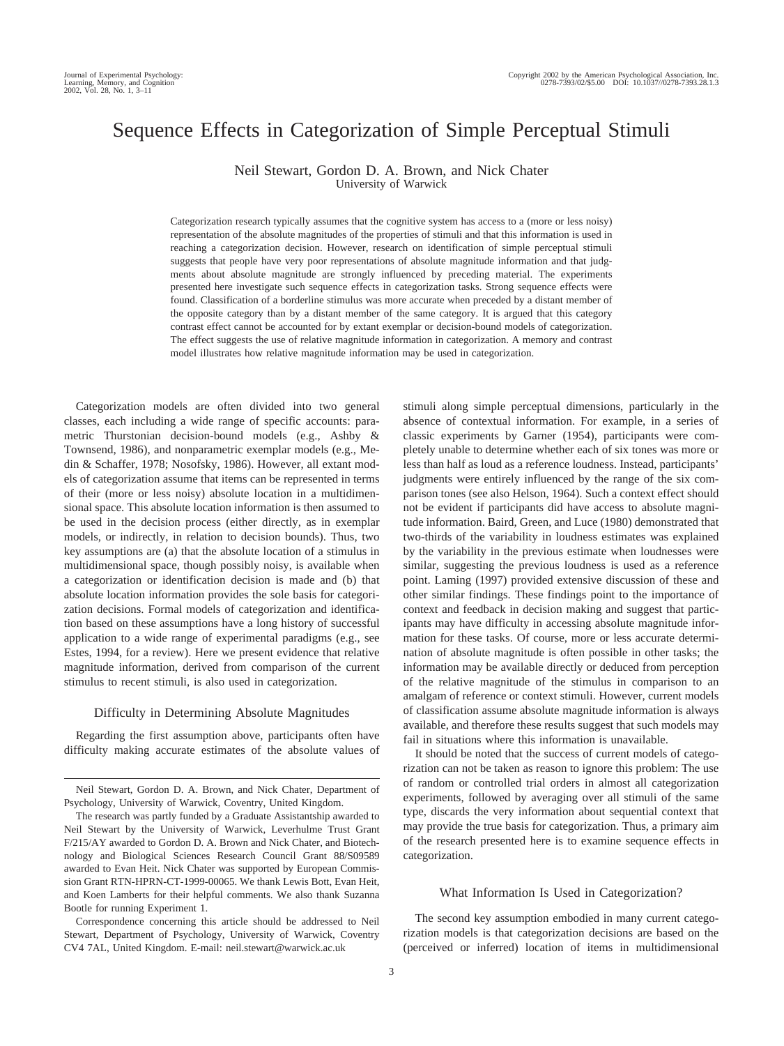# Sequence Effects in Categorization of Simple Perceptual Stimuli

Neil Stewart, Gordon D. A. Brown, and Nick Chater
University of Warwick

Categorization research typically assumes that the cognitive system has access to a (more or less noisy) representation of the absolute magnitudes of the properties of stimuli and that this information is used in reaching a categorization decision. However, research on identification of simple perceptual stimuli suggests that people have very poor representations of absolute magnitude information and that judgments about absolute magnitude are strongly influenced by preceding material. The experiments presented here investigate such sequence effects in categorization tasks. Strong sequence effects were found. Classification of a borderline stimulus was more accurate when preceded by a distant member of the opposite category than by a distant member of the same category. It is argued that this category contrast effect cannot be accounted for by extant exemplar or decision-bound models of categorization. The effect suggests the use of relative magnitude information in categorization. A memory and contrast model illustrates how relative magnitude information may be used in categorization.

Categorization models are often divided into two general classes, each including a wide range of specific accounts: parametric Thurstonian decision-bound models (e.g., Ashby & Townsend, 1986), and nonparametric exemplar models (e.g., Medin & Schaffer, 1978; Nosofsky, 1986). However, all extant models of categorization assume that items can be represented in terms of their (more or less noisy) absolute location in a multidimensional space. This absolute location information is then assumed to be used in the decision process (either directly, as in exemplar models, or indirectly, in relation to decision bounds). Thus, two key assumptions are (a) that the absolute location of a stimulus in multidimensional space, though possibly noisy, is available when a categorization or identification decision is made and (b) that absolute location information provides the sole basis for categorization decisions. Formal models of categorization and identification based on these assumptions have a long history of successful application to a wide range of experimental paradigms (e.g., see Estes, 1994, for a review). Here we present evidence that relative magnitude information, derived from comparison of the current stimulus to recent stimuli, is also used in categorization.

## Difficulty in Determining Absolute Magnitudes

Regarding the first assumption above, participants often have difficulty making accurate estimates of the absolute values of stimuli along simple perceptual dimensions, particularly in the absence of contextual information. For example, in a series of classic experiments by Garner (1954), participants were completely unable to determine whether each of six tones was more or less than half as loud as a reference loudness. Instead, participants' judgments were entirely influenced by the range of the six comparison tones (see also Helson, 1964). Such a context effect should not be evident if participants did have access to absolute magnitude information. Baird, Green, and Luce (1980) demonstrated that two-thirds of the variability in loudness estimates was explained by the variability in the previous estimate when loudnesses were similar, suggesting the previous loudness is used as a reference point. Laming (1997) provided extensive discussion of these and other similar findings. These findings point to the importance of context and feedback in decision making and suggest that participants may have difficulty in accessing absolute magnitude information for these tasks. Of course, more or less accurate determination of absolute magnitude is often possible in other tasks; the information may be available directly or deduced from perception of the relative magnitude of the stimulus in comparison to an amalgam of reference or context stimuli. However, current models of classification assume absolute magnitude information is always available, and therefore these results suggest that such models may fail in situations where this information is unavailable.

It should be noted that the success of current models of categorization can not be taken as reason to ignore this problem: The use of random or controlled trial orders in almost all categorization experiments, followed by averaging over all stimuli of the same type, discards the very information about sequential context that may provide the true basis for categorization. Thus, a primary aim of the research presented here is to examine sequence effects in categorization.

## What Information Is Used in Categorization?

The second key assumption embodied in many current categorization models is that categorization decisions are based on the (perceived or inferred) location of items in multidimensional

---

Neil Stewart, Gordon D. A. Brown, and Nick Chater, Department of Psychology, University of Warwick, Coventry, United Kingdom.

The research was partly funded by a Graduate Assistantship awarded to Neil Stewart by the University of Warwick, Leverhulme Trust Grant F/215/AY awarded to Gordon D. A. Brown and Nick Chater, and Biotechnology and Biological Sciences Research Council Grant 88/S09589 awarded to Evan Heit. Nick Chater was supported by European Commission Grant RTN-HPRN-CT-1999-00065. We thank Lewis Bott, Evan Heit, and Koen Lamberts for their helpful comments. We also thank Suzanna Bootle for running Experiment 1.

Correspondence concerning this article should be addressed to Neil Stewart, Department of Psychology, University of Warwick, Coventry CV4 7AL, United Kingdom. E-mail: neil.stewart@warwick.ac.uk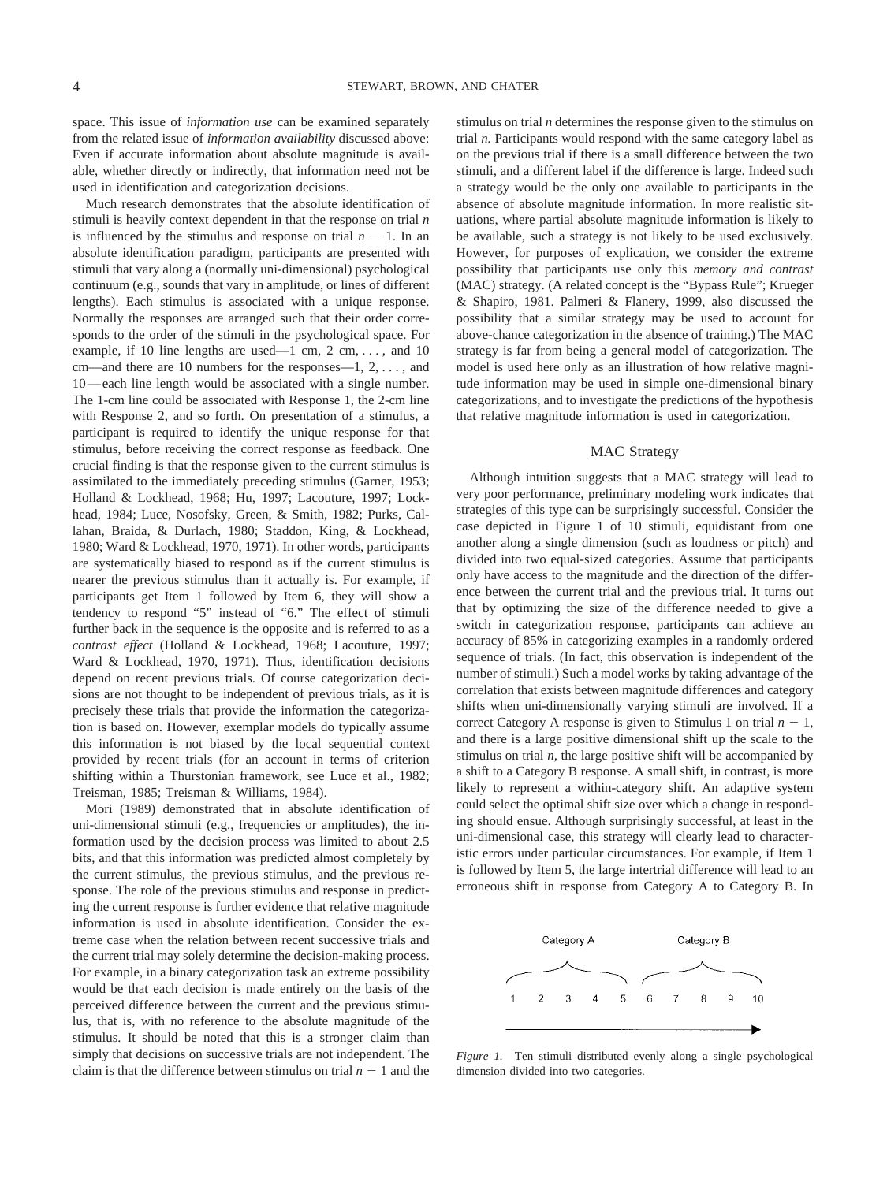space. This issue of *information use* can be examined separately from the related issue of *information availability* discussed above: Even if accurate information about absolute magnitude is available, whether directly or indirectly, that information need not be used in identification and categorization decisions.

Much research demonstrates that the absolute identification of stimuli is heavily context dependent in that the response on trial $n$ is influenced by the stimulus and response on trial $n - 1$. In an absolute identification paradigm, participants are presented with stimuli that vary along a (normally uni-dimensional) psychological continuum (e.g., sounds that vary in amplitude, or lines of different lengths). Each stimulus is associated with a unique response. Normally the responses are arranged such that their order corresponds to the order of the stimuli in the psychological space. For example, if 10 line lengths are used—1 cm, 2 cm, . . . , and 10 cm—and there are 10 numbers for the responses—1, 2, . . . , and 10—each line length would be associated with a single number. The 1-cm line could be associated with Response 1, the 2-cm line with Response 2, and so forth. On presentation of a stimulus, a participant is required to identify the unique response for that stimulus, before receiving the correct response as feedback. One crucial finding is that the response given to the current stimulus is assimilated to the immediately preceding stimulus (Garner, 1953; Holland & Lockhead, 1968; Hu, 1997; Lacouture, 1997; Lockhead, 1984; Luce, Nosofsky, Green, & Smith, 1982; Purks, Callahan, Braida, & Durlach, 1980; Staddon, King, & Lockhead, 1980; Ward & Lockhead, 1970, 1971). In other words, participants are systematically biased to respond as if the current stimulus is nearer the previous stimulus than it actually is. For example, if participants get Item 1 followed by Item 6, they will show a tendency to respond "5" instead of "6." The effect of stimuli further back in the sequence is the opposite and is referred to as a *contrast effect* (Holland & Lockhead, 1968; Lacouture, 1997; Ward & Lockhead, 1970, 1971). Thus, identification decisions depend on recent previous trials. Of course categorization decisions are not thought to be independent of previous trials, as it is precisely these trials that provide the information the categorization is based on. However, exemplar models do typically assume this information is not biased by the local sequential context provided by recent trials (for an account in terms of criterion shifting within a Thurstonian framework, see Luce et al., 1982; Treisman, 1985; Treisman & Williams, 1984).

Mori (1989) demonstrated that in absolute identification of uni-dimensional stimuli (e.g., frequencies or amplitudes), the information used by the decision process was limited to about 2.5 bits, and that this information was predicted almost completely by the current stimulus, the previous stimulus, and the previous response. The role of the previous stimulus and response in predicting the current response is further evidence that relative magnitude information is used in absolute identification. Consider the extreme case when the relation between recent successive trials and the current trial may solely determine the decision-making process. For example, in a binary categorization task an extreme possibility would be that each decision is made entirely on the basis of the perceived difference between the current and the previous stimulus, that is, with no reference to the absolute magnitude of the stimulus. It should be noted that this is a stronger claim than simply that decisions on successive trials are not independent. The claim is that the difference between stimulus on trial $n - 1$ and the stimulus on trial $n$ determines the response given to the stimulus on trial $n$. Participants would respond with the same category label as on the previous trial if there is a small difference between the two stimuli, and a different label if the difference is large. Indeed such a strategy would be the only one available to participants in the absence of absolute magnitude information. In more realistic situations, where partial absolute magnitude information is likely to be available, such a strategy is not likely to be used exclusively. However, for purposes of explication, we consider the extreme possibility that participants use only this *memory and contrast* (MAC) strategy. (A related concept is the "Bypass Rule"; Krueger & Shapiro, 1981. Palmeri & Flanery, 1999, also discussed the possibility that a similar strategy may be used to account for above-chance categorization in the absence of training.) The MAC strategy is far from being a general model of categorization. The model is used here only as an illustration of how relative magnitude information may be used in simple one-dimensional binary categorizations, and to investigate the predictions of the hypothesis that relative magnitude information is used in categorization.

## MAC Strategy

Although intuition suggests that a MAC strategy will lead to very poor performance, preliminary modeling work indicates that strategies of this type can be surprisingly successful. Consider the case depicted in Figure 1 of 10 stimuli, equidistant from one another along a single dimension (such as loudness or pitch) and divided into two equal-sized categories. Assume that participants only have access to the magnitude and the direction of the difference between the current trial and the previous trial. It turns out that by optimizing the size of the difference needed to give a switch in categorization response, participants can achieve an accuracy of 85% in categorizing examples in a randomly ordered sequence of trials. (In fact, this observation is independent of the number of stimuli.) Such a model works by taking advantage of the correlation that exists between magnitude differences and category shifts when uni-dimensionally varying stimuli are involved. If a correct Category A response is given to Stimulus 1 on trial $n - 1$, and there is a large positive dimensional shift up the scale to the stimulus on trial $n$, the large positive shift will be accompanied by a shift to a Category B response. A small shift, in contrast, is more likely to represent a within-category shift. An adaptive system could select the optimal shift size over which a change in responding should ensue. Although surprisingly successful, at least in the uni-dimensional case, this strategy will clearly lead to characteristic errors under particular circumstances. For example, if Item 1 is followed by Item 5, the large intertrial difference will lead to an erroneous shift in response from Category A to Category B. In

Category A — 1 2 3 4 5; Category B — 6 7 8 9 10

*Figure 1.* Ten stimuli distributed evenly along a single psychological dimension divided into two categories.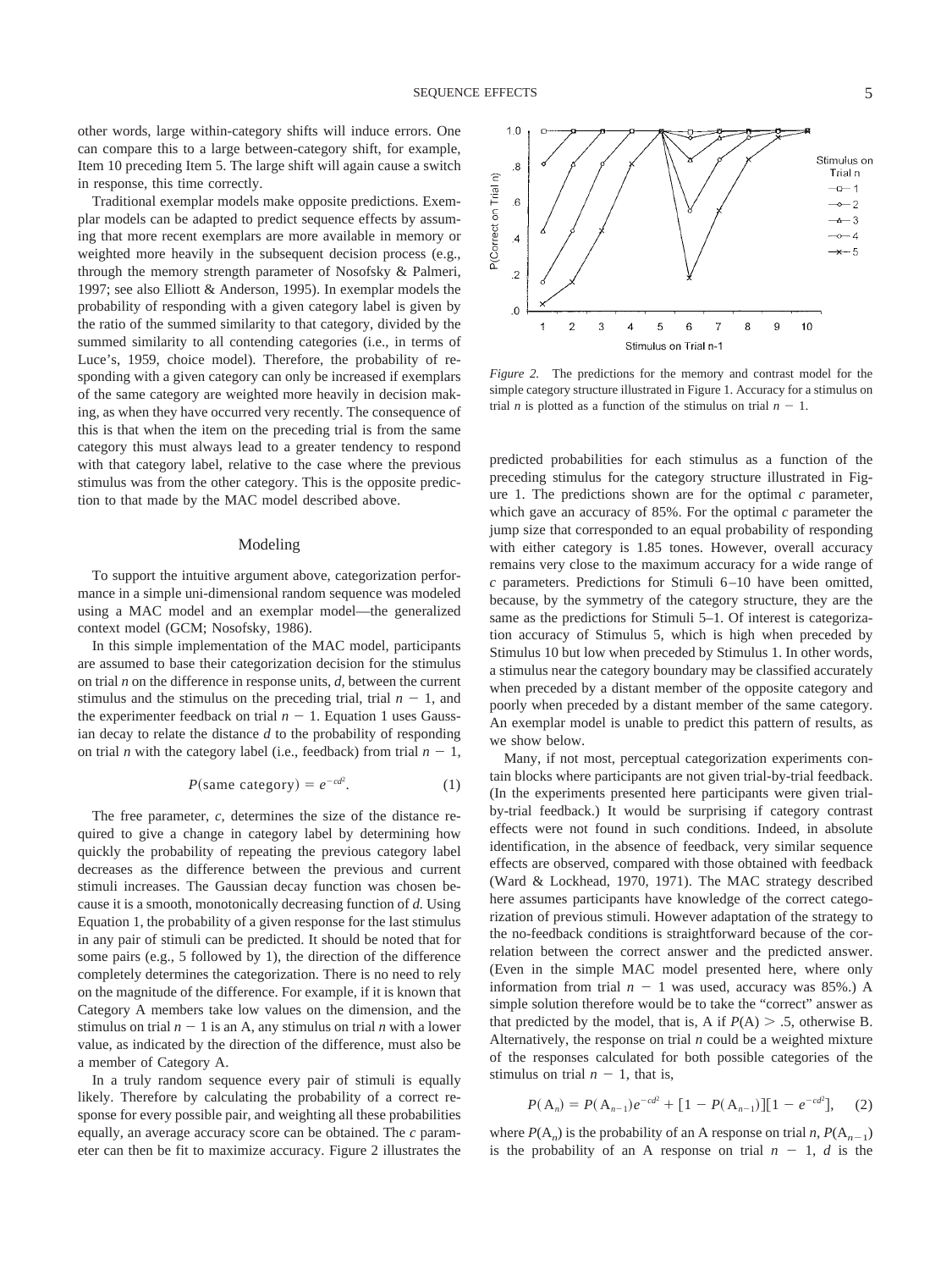other words, large within-category shifts will induce errors. One can compare this to a large between-category shift, for example, Item 10 preceding Item 5. The large shift will again cause a switch in response, this time correctly.

Traditional exemplar models make opposite predictions. Exemplar models can be adapted to predict sequence effects by assuming that more recent exemplars are more available in memory or weighted more heavily in the subsequent decision process (e.g., through the memory strength parameter of Nosofsky & Palmeri, 1997; see also Elliott & Anderson, 1995). In exemplar models the probability of responding with a given category label is given by the ratio of the summed similarity to that category, divided by the summed similarity to all contending categories (i.e., in terms of Luce's, 1959, choice model). Therefore, the probability of responding with a given category can only be increased if exemplars of the same category are weighted more heavily in decision making, as when they have occurred very recently. The consequence of this is that when the item on the preceding trial is from the same category this must always lead to a greater tendency to respond with that category label, relative to the case where the previous stimulus was from the other category. This is the opposite prediction to that made by the MAC model described above.

## Modeling

To support the intuitive argument above, categorization performance in a simple uni-dimensional random sequence was modeled using a MAC model and an exemplar model—the generalized context model (GCM; Nosofsky, 1986).

In this simple implementation of the MAC model, participants are assumed to base their categorization decision for the stimulus on trial $n$ on the difference in response units, $d$, between the current stimulus and the stimulus on the preceding trial, trial $n - 1$, and the experimenter feedback on trial $n - 1$. Equation 1 uses Gaussian decay to relate the distance $d$ to the probability of responding on trial $n$ with the category label (i.e., feedback) from trial $n - 1$,

$$P(\text{same category}) = e^{-cd^2}. \tag{1}$$

The free parameter, $c$, determines the size of the distance required to give a change in category label by determining how quickly the probability of repeating the previous category label decreases as the difference between the previous and current stimuli increases. The Gaussian decay function was chosen because it is a smooth, monotonically decreasing function of $d$. Using Equation 1, the probability of a given response for the last stimulus in any pair of stimuli can be predicted. It should be noted that for some pairs (e.g., 5 followed by 1), the direction of the difference completely determines the categorization. There is no need to rely on the magnitude of the difference. For example, if it is known that Category A members take low values on the dimension, and the stimulus on trial $n - 1$ is an A, any stimulus on trial $n$ with a lower value, as indicated by the direction of the difference, must also be a member of Category A.

In a truly random sequence every pair of stimuli is equally likely. Therefore by calculating the probability of a correct response for every possible pair, and weighting all these probabilities equally, an average accuracy score can be obtained. The $c$ parameter can then be fit to maximize accuracy. Figure 2 illustrates the predicted probabilities for each stimulus as a function of the preceding stimulus for the category structure illustrated in Figure 1. The predictions shown are for the optimal $c$ parameter, which gave an accuracy of 85%. For the optimal $c$ parameter the jump size that corresponded to an equal probability of responding with either category is 1.85 tones. However, overall accuracy remains very close to the maximum accuracy for a wide range of $c$ parameters. Predictions for Stimuli 6–10 have been omitted, because, by the symmetry of the category structure, they are the same as the predictions for Stimuli 5–1. Of interest is categorization accuracy of Stimulus 5, which is high when preceded by Stimulus 10 but low when preceded by Stimulus 1. In other words, a stimulus near the category boundary may be classified accurately when preceded by a distant member of the opposite category and poorly when preceded by a distant member of the same category. An exemplar model is unable to predict this pattern of results, as we show below.

*Figure 2.* The predictions for the memory and contrast model for the simple category structure illustrated in Figure 1. Accuracy for a stimulus on trial $n$ is plotted as a function of the stimulus on trial $n - 1$.

Many, if not most, perceptual categorization experiments contain blocks where participants are not given trial-by-trial feedback. (In the experiments presented here participants were given trial-by-trial feedback.) It would be surprising if category contrast effects were not found in such conditions. Indeed, in absolute identification, in the absence of feedback, very similar sequence effects are observed, compared with those obtained with feedback (Ward & Lockhead, 1970, 1971). The MAC strategy described here assumes participants have knowledge of the correct categorization of previous stimuli. However adaptation of the strategy to the no-feedback conditions is straightforward because of the correlation between the correct answer and the predicted answer. (Even in the simple MAC model presented here, where only information from trial $n - 1$ was used, accuracy was 85%.) A simple solution therefore would be to take the "correct" answer as that predicted by the model, that is, A if $P(A) > .5$, otherwise B. Alternatively, the response on trial $n$ could be a weighted mixture of the responses calculated for both possible categories of the stimulus on trial $n - 1$, that is,

$$P(A_n) = P(A_{n-1})e^{-cd^2} + [1 - P(A_{n-1})][1 - e^{-cd^2}], \tag{2}$$

where $P(A_n)$ is the probability of an A response on trial $n$, $P(A_{n-1})$ is the probability of an A response on trial $n - 1$, $d$ is the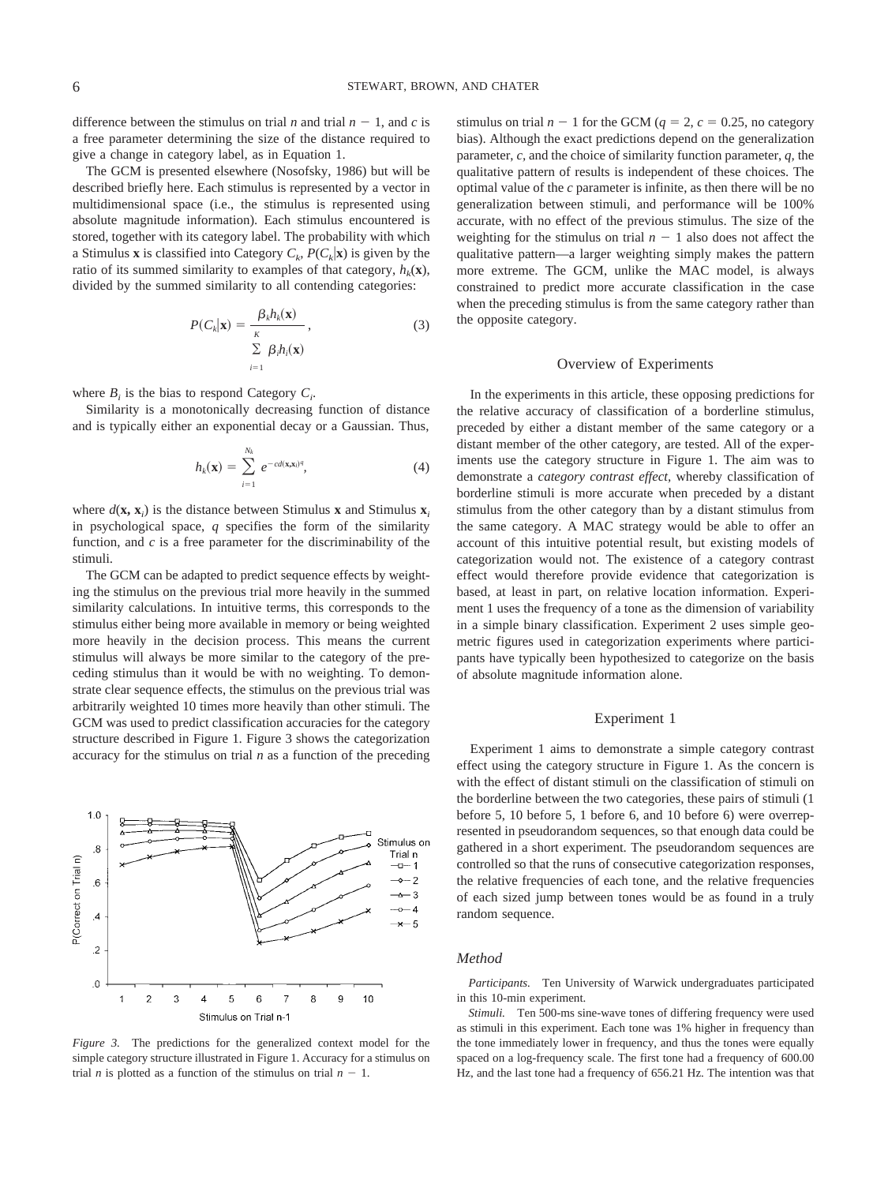difference between the stimulus on trial $n$ and trial $n - 1$, and $c$ is a free parameter determining the size of the distance required to give a change in category label, as in Equation 1.

The GCM is presented elsewhere (Nosofsky, 1986) but will be described briefly here. Each stimulus is represented by a vector in multidimensional space (i.e., the stimulus is represented using absolute magnitude information). Each stimulus encountered is stored, together with its category label. The probability with which a Stimulus $\mathbf{x}$ is classified into Category $C_k$, $P(C_k|\mathbf{x})$ is given by the ratio of its summed similarity to examples of that category, $h_k(\mathbf{x})$, divided by the summed similarity to all contending categories:

$$P(C_k|\mathbf{x}) = \frac{\beta_k h_k(\mathbf{x})}{\sum_{i=1}^{K} \beta_i h_i(\mathbf{x})}, \tag{3}$$

where $B_i$ is the bias to respond Category $C_i$.

Similarity is a monotonically decreasing function of distance and is typically either an exponential decay or a Gaussian. Thus,

$$h_k(\mathbf{x}) = \sum_{i=1}^{N_k} e^{-cd(\mathbf{x},\mathbf{x}_i)^q}, \tag{4}$$

where $d(\mathbf{x}, \mathbf{x}_i)$ is the distance between Stimulus $\mathbf{x}$ and Stimulus $\mathbf{x}_i$ in psychological space, $q$ specifies the form of the similarity function, and $c$ is a free parameter for the discriminability of the stimuli.

The GCM can be adapted to predict sequence effects by weighting the stimulus on the previous trial more heavily in the summed similarity calculations. In intuitive terms, this corresponds to the stimulus either being more available in memory or being weighted more heavily in the decision process. This means the current stimulus will always be more similar to the category of the preceding stimulus than it would be with no weighting. To demonstrate clear sequence effects, the stimulus on the previous trial was arbitrarily weighted 10 times more heavily than other stimuli. The GCM was used to predict classification accuracies for the category structure described in Figure 1. Figure 3 shows the categorization accuracy for the stimulus on trial $n$ as a function of the preceding stimulus on trial $n - 1$ for the GCM ($q = 2$, $c = 0.25$, no category bias). Although the exact predictions depend on the generalization parameter, $c$, and the choice of similarity function parameter, $q$, the qualitative pattern of results is independent of these choices. The optimal value of the $c$ parameter is infinite, as then there will be no generalization between stimuli, and performance will be 100% accurate, with no effect of the previous stimulus. The size of the weighting for the stimulus on trial $n - 1$ also does not affect the qualitative pattern—a larger weighting simply makes the pattern more extreme. The GCM, unlike the MAC model, is always constrained to predict more accurate classification in the case when the preceding stimulus is from the same category rather than the opposite category.

*Figure 3.* The predictions for the generalized context model for the simple category structure illustrated in Figure 1. Accuracy for a stimulus on trial $n$ is plotted as a function of the stimulus on trial $n - 1$.

## Overview of Experiments

In the experiments in this article, these opposing predictions for the relative accuracy of classification of a borderline stimulus, preceded by either a distant member of the same category or a distant member of the other category, are tested. All of the experiments use the category structure in Figure 1. The aim was to demonstrate a *category contrast effect*, whereby classification of borderline stimuli is more accurate when preceded by a distant stimulus from the other category than by a distant stimulus from the same category. A MAC strategy would be able to offer an account of this intuitive potential result, but existing models of categorization would not. The existence of a category contrast effect would therefore provide evidence that categorization is based, at least in part, on relative location information. Experiment 1 uses the frequency of a tone as the dimension of variability in a simple binary classification. Experiment 2 uses simple geometric figures used in categorization experiments where participants have typically been hypothesized to categorize on the basis of absolute magnitude information alone.

## Experiment 1

Experiment 1 aims to demonstrate a simple category contrast effect using the category structure in Figure 1. As the concern is with the effect of distant stimuli on the classification of stimuli on the borderline between the two categories, these pairs of stimuli (1 before 5, 10 before 5, 1 before 6, and 10 before 6) were overrepresented in pseudorandom sequences, so that enough data could be gathered in a short experiment. The pseudorandom sequences are controlled so that the runs of consecutive categorization responses, the relative frequencies of each tone, and the relative frequencies of each sized jump between tones would be as found in a truly random sequence.

### Method

*Participants.* Ten University of Warwick undergraduates participated in this 10-min experiment.

*Stimuli.* Ten 500-ms sine-wave tones of differing frequency were used as stimuli in this experiment. Each tone was 1% higher in frequency than the tone immediately lower in frequency, and thus the tones were equally spaced on a log-frequency scale. The first tone had a frequency of 600.00 Hz, and the last tone had a frequency of 656.21 Hz. The intention was that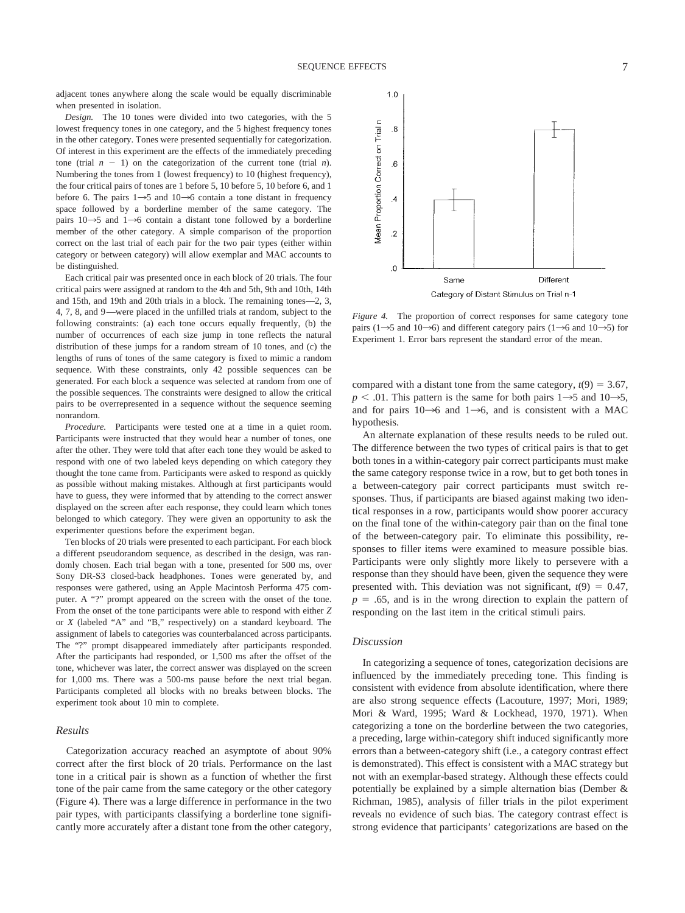adjacent tones anywhere along the scale would be equally discriminable when presented in isolation.

*Design.* The 10 tones were divided into two categories, with the 5 lowest frequency tones in one category, and the 5 highest frequency tones in the other category. Tones were presented sequentially for categorization. Of interest in this experiment are the effects of the immediately preceding tone (trial $n - 1$) on the categorization of the current tone (trial $n$). Numbering the tones from 1 (lowest frequency) to 10 (highest frequency), the four critical pairs of tones are 1 before 5, 10 before 5, 10 before 6, and 1 before 6. The pairs 1→5 and 10→6 contain a tone distant in frequency space followed by a borderline member of the same category. The pairs 10→5 and 1→6 contain a distant tone followed by a borderline member of the other category. A simple comparison of the proportion correct on the last trial of each pair for the two pair types (either within category or between category) will allow exemplar and MAC accounts to be distinguished.

Each critical pair was presented once in each block of 20 trials. The four critical pairs were assigned at random to the 4th and 5th, 9th and 10th, 14th and 15th, and 19th and 20th trials in a block. The remaining tones—2, 3, 4, 7, 8, and 9—were placed in the unfilled trials at random, subject to the following constraints: (a) each tone occurs equally frequently, (b) the number of occurrences of each size jump in tone reflects the natural distribution of these jumps for a random stream of 10 tones, and (c) the lengths of runs of tones of the same category is fixed to mimic a random sequence. With these constraints, only 42 possible sequences can be generated. For each block a sequence was selected at random from one of the possible sequences. The constraints were designed to allow the critical pairs to be overrepresented in a sequence without the sequence seeming nonrandom.

*Procedure.* Participants were tested one at a time in a quiet room. Participants were instructed that they would hear a number of tones, one after the other. They were told that after each tone they would be asked to respond with one of two labeled keys depending on which category they thought the tone came from. Participants were asked to respond as quickly as possible without making mistakes. Although at first participants would have to guess, they were informed that by attending to the correct answer displayed on the screen after each response, they could learn which tones belonged to which category. They were given an opportunity to ask the experimenter questions before the experiment began.

Ten blocks of 20 trials were presented to each participant. For each block a different pseudorandom sequence, as described in the design, was randomly chosen. Each trial began with a tone, presented for 500 ms, over Sony DR-S3 closed-back headphones. Tones were generated by, and responses were gathered, using an Apple Macintosh Performa 475 computer. A "?" prompt appeared on the screen with the onset of the tone. From the onset of the tone participants were able to respond with either *Z* or *X* (labeled "A" and "B," respectively) on a standard keyboard. The assignment of labels to categories was counterbalanced across participants. The "?" prompt disappeared immediately after participants responded. After the participants had responded, or 1,500 ms after the offset of the tone, whichever was later, the correct answer was displayed on the screen for 1,000 ms. There was a 500-ms pause before the next trial began. Participants completed all blocks with no breaks between blocks. The experiment took about 10 min to complete.

## Results

Categorization accuracy reached an asymptote of about 90% correct after the first block of 20 trials. Performance on the last tone in a critical pair is shown as a function of whether the first tone of the pair came from the same category or the other category (Figure 4). There was a large difference in performance in the two pair types, with participants classifying a borderline tone significantly more accurately after a distant tone from the other category, compared with a distant tone from the same category, $t(9) = 3.67$, $p < .01$. This pattern is the same for both pairs 1→5 and 10→5, and for pairs 10→6 and 1→6, and is consistent with a MAC hypothesis.

*Figure 4.* The proportion of correct responses for same category tone pairs (1→5 and 10→6) and different category pairs (1→6 and 10→5) for Experiment 1. Error bars represent the standard error of the mean.

An alternate explanation of these results needs to be ruled out. The difference between the two types of critical pairs is that to get both tones in a within-category pair correct participants must make the same category response twice in a row, but to get both tones in a between-category pair correct participants must switch responses. Thus, if participants are biased against making two identical responses in a row, participants would show poorer accuracy on the final tone of the within-category pair than on the final tone of the between-category pair. To eliminate this possibility, responses to filler items were examined to measure possible bias. Participants were only slightly more likely to persevere with a response than they should have been, given the sequence they were presented with. This deviation was not significant, $t(9) = 0.47$, $p = .65$, and is in the wrong direction to explain the pattern of responding on the last item in the critical stimuli pairs.

## Discussion

In categorizing a sequence of tones, categorization decisions are influenced by the immediately preceding tone. This finding is consistent with evidence from absolute identification, where there are also strong sequence effects (Lacouture, 1997; Mori, 1989; Mori & Ward, 1995; Ward & Lockhead, 1970, 1971). When categorizing a tone on the borderline between the two categories, a preceding, large within-category shift induced significantly more errors than a between-category shift (i.e., a category contrast effect is demonstrated). This effect is consistent with a MAC strategy but not with an exemplar-based strategy. Although these effects could potentially be explained by a simple alternation bias (Dember & Richman, 1985), analysis of filler trials in the pilot experiment reveals no evidence of such bias. The category contrast effect is strong evidence that participants' categorizations are based on the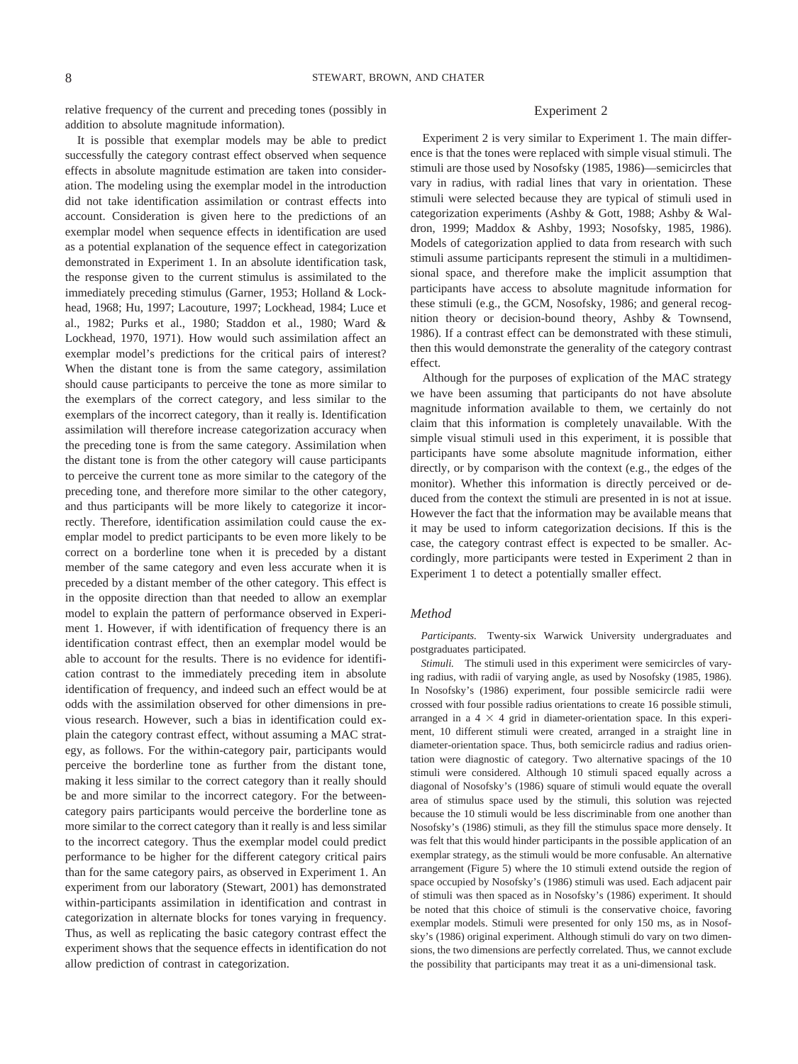relative frequency of the current and preceding tones (possibly in addition to absolute magnitude information).

It is possible that exemplar models may be able to predict successfully the category contrast effect observed when sequence effects in absolute magnitude estimation are taken into consideration. The modeling using the exemplar model in the introduction did not take identification assimilation or contrast effects into account. Consideration is given here to the predictions of an exemplar model when sequence effects in identification are used as a potential explanation of the sequence effect in categorization demonstrated in Experiment 1. In an absolute identification task, the response given to the current stimulus is assimilated to the immediately preceding stimulus (Garner, 1953; Holland & Lockhead, 1968; Hu, 1997; Lacouture, 1997; Lockhead, 1984; Luce et al., 1982; Purks et al., 1980; Staddon et al., 1980; Ward & Lockhead, 1970, 1971). How would such assimilation affect an exemplar model's predictions for the critical pairs of interest? When the distant tone is from the same category, assimilation should cause participants to perceive the tone as more similar to the exemplars of the correct category, and less similar to the exemplars of the incorrect category, than it really is. Identification assimilation will therefore increase categorization accuracy when the preceding tone is from the same category. Assimilation when the distant tone is from the other category will cause participants to perceive the current tone as more similar to the category of the preceding tone, and therefore more similar to the other category, and thus participants will be more likely to categorize it incorrectly. Therefore, identification assimilation could cause the exemplar model to predict participants to be even more likely to be correct on a borderline tone when it is preceded by a distant member of the same category and even less accurate when it is preceded by a distant member of the other category. This effect is in the opposite direction than that needed to allow an exemplar model to explain the pattern of performance observed in Experiment 1. However, if with identification of frequency there is an identification contrast effect, then an exemplar model would be able to account for the results. There is no evidence for identification contrast to the immediately preceding item in absolute identification of frequency, and indeed such an effect would be at odds with the assimilation observed for other dimensions in previous research. However, such a bias in identification could explain the category contrast effect, without assuming a MAC strategy, as follows. For the within-category pair, participants would perceive the borderline tone as further from the distant tone, making it less similar to the correct category than it really should be and more similar to the incorrect category. For the between-category pairs participants would perceive the borderline tone as more similar to the correct category than it really is and less similar to the incorrect category. Thus the exemplar model could predict performance to be higher for the different category critical pairs than for the same category pairs, as observed in Experiment 1. An experiment from our laboratory (Stewart, 2001) has demonstrated within-participants assimilation in identification and contrast in categorization in alternate blocks for tones varying in frequency. Thus, as well as replicating the basic category contrast effect the experiment shows that the sequence effects in identification do not allow prediction of contrast in categorization.

## Experiment 2

Experiment 2 is very similar to Experiment 1. The main difference is that the tones were replaced with simple visual stimuli. The stimuli are those used by Nosofsky (1985, 1986)—semicircles that vary in radius, with radial lines that vary in orientation. These stimuli were selected because they are typical of stimuli used in categorization experiments (Ashby & Gott, 1988; Ashby & Waldron, 1999; Maddox & Ashby, 1993; Nosofsky, 1985, 1986). Models of categorization applied to data from research with such stimuli assume participants represent the stimuli in a multidimensional space, and therefore make the implicit assumption that participants have access to absolute magnitude information for these stimuli (e.g., the GCM, Nosofsky, 1986; and general recognition theory or decision-bound theory, Ashby & Townsend, 1986). If a contrast effect can be demonstrated with these stimuli, then this would demonstrate the generality of the category contrast effect.

Although for the purposes of explication of the MAC strategy we have been assuming that participants do not have absolute magnitude information available to them, we certainly do not claim that this information is completely unavailable. With the simple visual stimuli used in this experiment, it is possible that participants have some absolute magnitude information, either directly, or by comparison with the context (e.g., the edges of the monitor). Whether this information is directly perceived or deduced from the context the stimuli are presented in is not at issue. However the fact that the information may be available means that it may be used to inform categorization decisions. If this is the case, the category contrast effect is expected to be smaller. Accordingly, more participants were tested in Experiment 2 than in Experiment 1 to detect a potentially smaller effect.

### Method

*Participants.* Twenty-six Warwick University undergraduates and postgraduates participated.

*Stimuli.* The stimuli used in this experiment were semicircles of varying radius, with radii of varying angle, as used by Nosofsky (1985, 1986). In Nosofsky's (1986) experiment, four possible semicircle radii were crossed with four possible radius orientations to create 16 possible stimuli, arranged in a 4 × 4 grid in diameter-orientation space. In this experiment, 10 different stimuli were created, arranged in a straight line in diameter-orientation space. Thus, both semicircle radius and radius orientation were diagnostic of category. Two alternative spacings of the 10 stimuli were considered. Although 10 stimuli spaced equally across a diagonal of Nosofsky's (1986) square of stimuli would equate the overall area of stimulus space used by the stimuli, this solution was rejected because the 10 stimuli would be less discriminable from one another than Nosofsky's (1986) stimuli, as they fill the stimulus space more densely. It was felt that this would hinder participants in the possible application of an exemplar strategy, as the stimuli would be more confusable. An alternative arrangement (Figure 5) where the 10 stimuli extend outside the region of space occupied by Nosofsky's (1986) stimuli was used. Each adjacent pair of stimuli was then spaced as in Nosofsky's (1986) experiment. It should be noted that this choice of stimuli is the conservative choice, favoring exemplar models. Stimuli were presented for only 150 ms, as in Nosofsky's (1986) original experiment. Although stimuli do vary on two dimensions, the two dimensions are perfectly correlated. Thus, we cannot exclude the possibility that participants may treat it as a uni-dimensional task.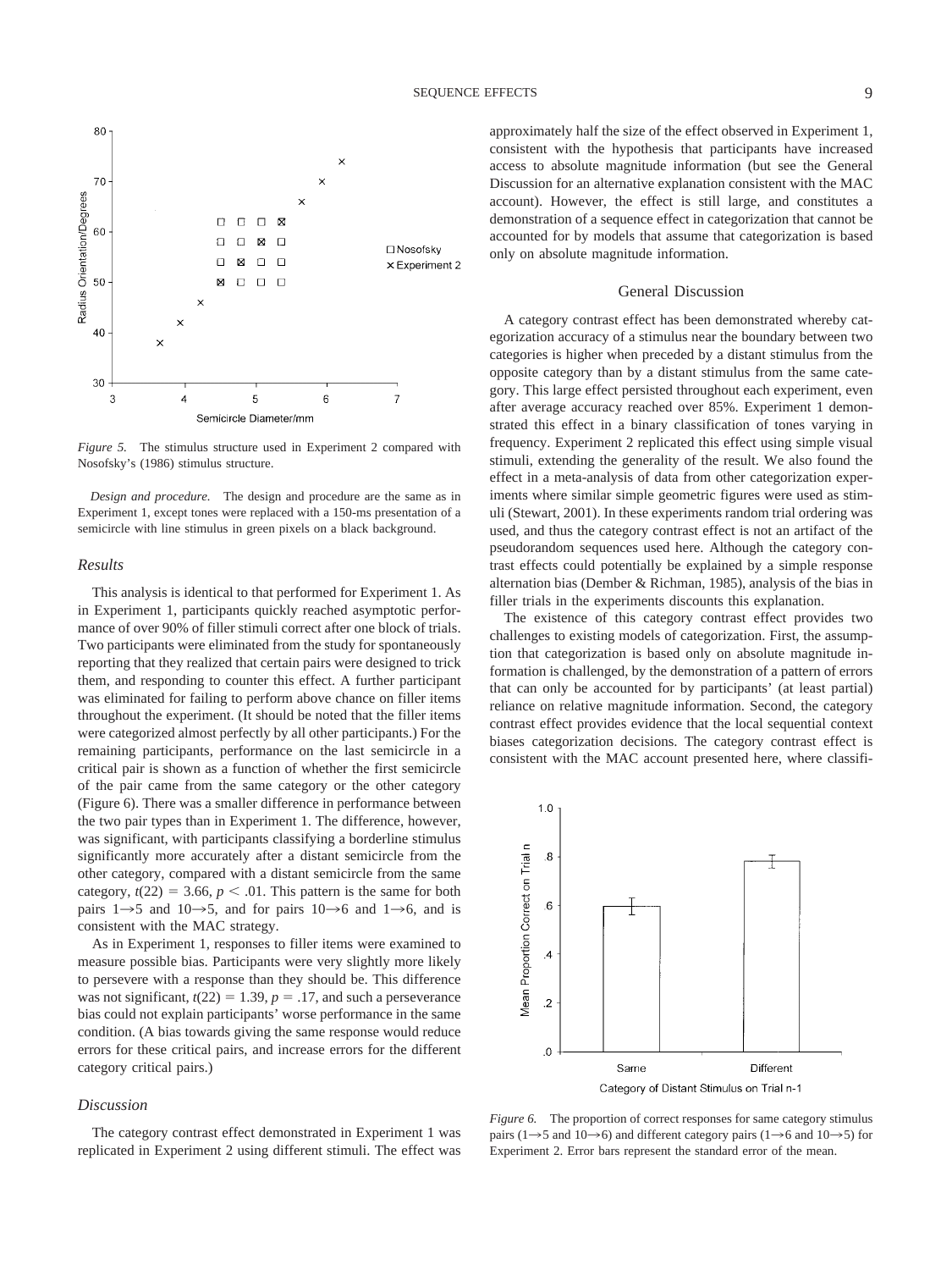*Figure 5.* The stimulus structure used in Experiment 2 compared with Nosofsky's (1986) stimulus structure.

*Design and procedure.* The design and procedure are the same as in Experiment 1, except tones were replaced with a 150-ms presentation of a semicircle with line stimulus in green pixels on a black background.

### *Results*

This analysis is identical to that performed for Experiment 1. As in Experiment 1, participants quickly reached asymptotic performance of over 90% of filler stimuli correct after one block of trials. Two participants were eliminated from the study for spontaneously reporting that they realized that certain pairs were designed to trick them, and responding to counter this effect. A further participant was eliminated for failing to perform above chance on filler items throughout the experiment. (It should be noted that the filler items were categorized almost perfectly by all other participants.) For the remaining participants, performance on the last semicircle in a critical pair is shown as a function of whether the first semicircle of the pair came from the same category or the other category (Figure 6). There was a smaller difference in performance between the two pair types than in Experiment 1. The difference, however, was significant, with participants classifying a borderline stimulus significantly more accurately after a distant semicircle from the other category, compared with a distant semicircle from the same category, $t(22) = 3.66$, $p < .01$. This pattern is the same for both pairs $1 \rightarrow 5$ and $10 \rightarrow 5$, and for pairs $10 \rightarrow 6$ and $1 \rightarrow 6$, and is consistent with the MAC strategy.

As in Experiment 1, responses to filler items were examined to measure possible bias. Participants were very slightly more likely to persevere with a response than they should be. This difference was not significant, $t(22) = 1.39$, $p = .17$, and such a perseverance bias could not explain participants' worse performance in the same condition. (A bias towards giving the same response would reduce errors for these critical pairs, and increase errors for the different category critical pairs.)

### *Discussion*

The category contrast effect demonstrated in Experiment 1 was replicated in Experiment 2 using different stimuli. The effect was approximately half the size of the effect observed in Experiment 1, consistent with the hypothesis that participants have increased access to absolute magnitude information (but see the General Discussion for an alternative explanation consistent with the MAC account). However, the effect is still large, and constitutes a demonstration of a sequence effect in categorization that cannot be accounted for by models that assume that categorization is based only on absolute magnitude information.

## General Discussion

A category contrast effect has been demonstrated whereby categorization accuracy of a stimulus near the boundary between two categories is higher when preceded by a distant stimulus from the opposite category than by a distant stimulus from the same category. This large effect persisted throughout each experiment, even after average accuracy reached over 85%. Experiment 1 demonstrated this effect in a binary classification of tones varying in frequency. Experiment 2 replicated this effect using simple visual stimuli, extending the generality of the result. We also found the effect in a meta-analysis of data from other categorization experiments where similar simple geometric figures were used as stimuli (Stewart, 2001). In these experiments random trial ordering was used, and thus the category contrast effect is not an artifact of the pseudorandom sequences used here. Although the category contrast effects could potentially be explained by a simple response alternation bias (Dember & Richman, 1985), analysis of the bias in filler trials in the experiments discounts this explanation.

The existence of this category contrast effect provides two challenges to existing models of categorization. First, the assumption that categorization is based only on absolute magnitude information is challenged, by the demonstration of a pattern of errors that can only be accounted for by participants' (at least partial) reliance on relative magnitude information. Second, the category contrast effect provides evidence that the local sequential context biases categorization decisions. The category contrast effect is consistent with the MAC account presented here, where classifi-

*Figure 6.* The proportion of correct responses for same category stimulus pairs ($1 \rightarrow 5$ and $10 \rightarrow 6$) and different category pairs ($1 \rightarrow 6$ and $10 \rightarrow 5$) for Experiment 2. Error bars represent the standard error of the mean.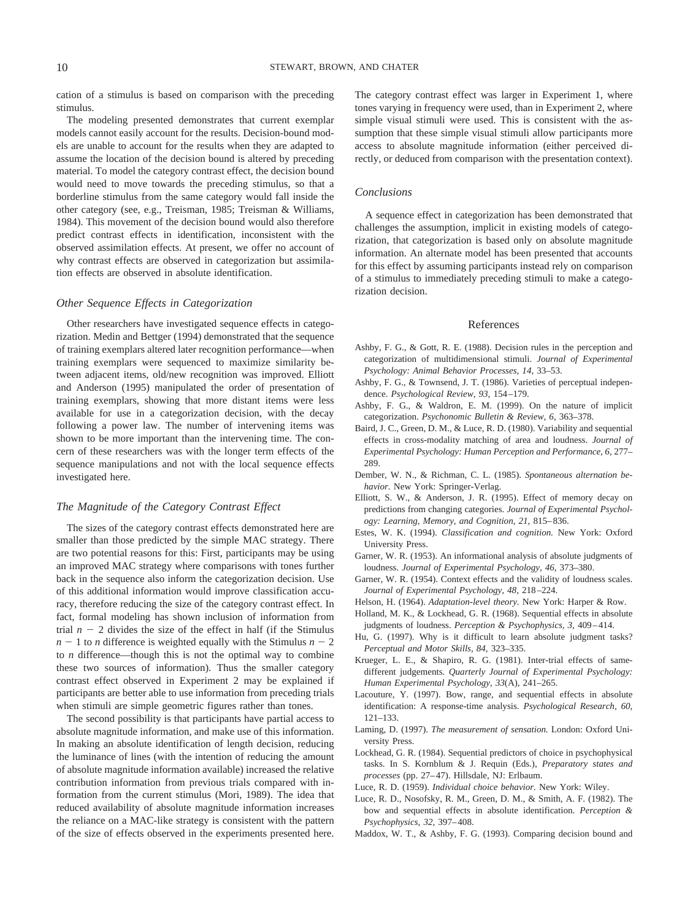cation of a stimulus is based on comparison with the preceding stimulus.

The modeling presented demonstrates that current exemplar models cannot easily account for the results. Decision-bound models are unable to account for the results when they are adapted to assume the location of the decision bound is altered by preceding material. To model the category contrast effect, the decision bound would need to move towards the preceding stimulus, so that a borderline stimulus from the same category would fall inside the other category (see, e.g., Treisman, 1985; Treisman & Williams, 1984). This movement of the decision bound would also therefore predict contrast effects in identification, inconsistent with the observed assimilation effects. At present, we offer no account of why contrast effects are observed in categorization but assimilation effects are observed in absolute identification.

### *Other Sequence Effects in Categorization*

Other researchers have investigated sequence effects in categorization. Medin and Bettger (1994) demonstrated that the sequence of training exemplars altered later recognition performance—when training exemplars were sequenced to maximize similarity between adjacent items, old/new recognition was improved. Elliott and Anderson (1995) manipulated the order of presentation of training exemplars, showing that more distant items were less available for use in a categorization decision, with the decay following a power law. The number of intervening items was shown to be more important than the intervening time. The concern of these researchers was with the longer term effects of the sequence manipulations and not with the local sequence effects investigated here.

### *The Magnitude of the Category Contrast Effect*

The sizes of the category contrast effects demonstrated here are smaller than those predicted by the simple MAC strategy. There are two potential reasons for this: First, participants may be using an improved MAC strategy where comparisons with tones further back in the sequence also inform the categorization decision. Use of this additional information would improve classification accuracy, therefore reducing the size of the category contrast effect. In fact, formal modeling has shown inclusion of information from trial $n - 2$ divides the size of the effect in half (if the Stimulus $n - 1$ to $n$ difference is weighted equally with the Stimulus $n - 2$ to $n$ difference—though this is not the optimal way to combine these two sources of information). Thus the smaller category contrast effect observed in Experiment 2 may be explained if participants are better able to use information from preceding trials when stimuli are simple geometric figures rather than tones.

The second possibility is that participants have partial access to absolute magnitude information, and make use of this information. In making an absolute identification of length decision, reducing the luminance of lines (with the intention of reducing the amount of absolute magnitude information available) increased the relative contribution information from previous trials compared with information from the current stimulus (Mori, 1989). The idea that reduced availability of absolute magnitude information increases the reliance on a MAC-like strategy is consistent with the pattern of the size of effects observed in the experiments presented here. The category contrast effect was larger in Experiment 1, where tones varying in frequency were used, than in Experiment 2, where simple visual stimuli were used. This is consistent with the assumption that these simple visual stimuli allow participants more access to absolute magnitude information (either perceived directly, or deduced from comparison with the presentation context).

### *Conclusions*

A sequence effect in categorization has been demonstrated that challenges the assumption, implicit in existing models of categorization, that categorization is based only on absolute magnitude information. An alternate model has been presented that accounts for this effect by assuming participants instead rely on comparison of a stimulus to immediately preceding stimuli to make a categorization decision.

## References

Ashby, F. G., & Gott, R. E. (1988). Decision rules in the perception and categorization of multidimensional stimuli. *Journal of Experimental Psychology: Animal Behavior Processes, 14,* 33–53.

Ashby, F. G., & Townsend, J. T. (1986). Varieties of perceptual independence. *Psychological Review, 93,* 154–179.

Ashby, F. G., & Waldron, E. M. (1999). On the nature of implicit categorization. *Psychonomic Bulletin & Review, 6,* 363–378.

Baird, J. C., Green, D. M., & Luce, R. D. (1980). Variability and sequential effects in cross-modality matching of area and loudness. *Journal of Experimental Psychology: Human Perception and Performance, 6,* 277–289.

Dember, W. N., & Richman, C. L. (1985). *Spontaneous alternation behavior.* New York: Springer-Verlag.

Elliott, S. W., & Anderson, J. R. (1995). Effect of memory decay on predictions from changing categories. *Journal of Experimental Psychology: Learning, Memory, and Cognition, 21,* 815–836.

Estes, W. K. (1994). *Classification and cognition.* New York: Oxford University Press.

Garner, W. R. (1953). An informational analysis of absolute judgments of loudness. *Journal of Experimental Psychology, 46,* 373–380.

Garner, W. R. (1954). Context effects and the validity of loudness scales. *Journal of Experimental Psychology, 48,* 218–224.

Helson, H. (1964). *Adaptation-level theory.* New York: Harper & Row.

Holland, M. K., & Lockhead, G. R. (1968). Sequential effects in absolute judgments of loudness. *Perception & Psychophysics, 3,* 409–414.

Hu, G. (1997). Why is it difficult to learn absolute judgment tasks? *Perceptual and Motor Skills, 84,* 323–335.

Krueger, L. E., & Shapiro, R. G. (1981). Inter-trial effects of same-different judgements. *Quarterly Journal of Experimental Psychology: Human Experimental Psychology, 33*(A), 241–265.

Lacouture, Y. (1997). Bow, range, and sequential effects in absolute identification: A response-time analysis. *Psychological Research, 60,* 121–133.

Laming, D. (1997). *The measurement of sensation.* London: Oxford University Press.

Lockhead, G. R. (1984). Sequential predictors of choice in psychophysical tasks. In S. Kornblum & J. Requin (Eds.), *Preparatory states and processes* (pp. 27–47). Hillsdale, NJ: Erlbaum.

Luce, R. D. (1959). *Individual choice behavior.* New York: Wiley.

Luce, R. D., Nosofsky, R. M., Green, D. M., & Smith, A. F. (1982). The bow and sequential effects in absolute identification. *Perception & Psychophysics, 32,* 397–408.

Maddox, W. T., & Ashby, F. G. (1993). Comparing decision bound and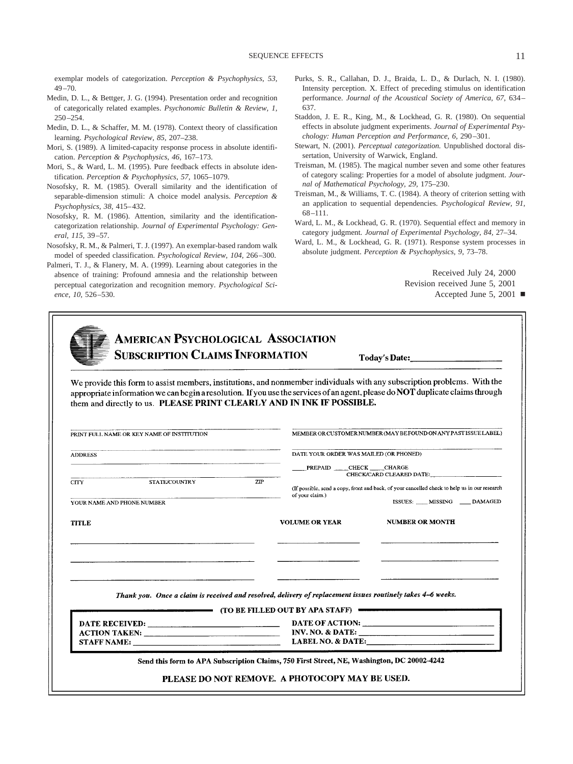exemplar models of categorization. *Perception & Psychophysics, 53,* 49–70.

Medin, D. L., & Bettger, J. G. (1994). Presentation order and recognition of categorically related examples. *Psychonomic Bulletin & Review, 1,* 250–254.

Medin, D. L., & Schaffer, M. M. (1978). Context theory of classification learning. *Psychological Review, 85,* 207–238.

Mori, S. (1989). A limited-capacity response process in absolute identification. *Perception & Psychophysics, 46,* 167–173.

Mori, S., & Ward, L. M. (1995). Pure feedback effects in absolute identification. *Perception & Psychophysics, 57,* 1065–1079.

Nosofsky, R. M. (1985). Overall similarity and the identification of separable-dimension stimuli: A choice model analysis. *Perception & Psychophysics, 38,* 415–432.

Nosofsky, R. M. (1986). Attention, similarity and the identification-categorization relationship. *Journal of Experimental Psychology: General, 115,* 39–57.

Nosofsky, R. M., & Palmeri, T. J. (1997). An exemplar-based random walk model of speeded classification. *Psychological Review, 104,* 266–300.

Palmeri, T. J., & Flanery, M. A. (1999). Learning about categories in the absence of training: Profound amnesia and the relationship between perceptual categorization and recognition memory. *Psychological Science, 10,* 526–530.

Purks, S. R., Callahan, D. J., Braida, L. D., & Durlach, N. I. (1980). Intensity perception. X. Effect of preceding stimulus on identification performance. *Journal of the Acoustical Society of America, 67,* 634–637.

Staddon, J. E. R., King, M., & Lockhead, G. R. (1980). On sequential effects in absolute judgment experiments. *Journal of Experimental Psychology: Human Perception and Performance, 6,* 290–301.

Stewart, N. (2001). *Perceptual categorization.* Unpublished doctoral dissertation, University of Warwick, England.

Treisman, M. (1985). The magical number seven and some other features of category scaling: Properties for a model of absolute judgment. *Journal of Mathematical Psychology, 29,* 175–230.

Treisman, M., & Williams, T. C. (1984). A theory of criterion setting with an application to sequential dependencies. *Psychological Review, 91,* 68–111.

Ward, L. M., & Lockhead, G. R. (1970). Sequential effect and memory in category judgment. *Journal of Experimental Psychology, 84,* 27–34.

Ward, L. M., & Lockhead, G. R. (1971). Response system processes in absolute judgment. *Perception & Psychophysics, 9,* 73–78.

Received July 24, 2000
Revision received June 5, 2001
Accepted June 5, 2001 ■

# American Psychological Association Subscription Claims Information

**Today's Date:** ____________________

We provide this form to assist members, institutions, and nonmember individuals with any subscription problems. With the appropriate information we can begin a resolution. If you use the services of an agent, please do **NOT** duplicate claims through them and directly to us. **PLEASE PRINT CLEARLY AND IN INK IF POSSIBLE.**

PRINT FULL NAME OR KEY NAME OF INSTITUTION ____________________

MEMBER OR CUSTOMER NUMBER (MAY BE FOUND ON ANY PAST ISSUE LABEL) ____________________

ADDRESS ____________________

DATE YOUR ORDER WAS MAILED (OR PHONED) ____________________

____ PREPAID ____ CHECK ____ CHARGE
CHECK/CARD CLEARED DATE: ____________________

CITY ____________ STATE/COUNTRY ____________ ZIP ____________

(If possible, send a copy, front and back, of your cancelled check to help us in our research of your claim.)

YOUR NAME AND PHONE NUMBER ____________________

ISSUES: ____ MISSING ____ DAMAGED

| TITLE | VOLUME OR YEAR | NUMBER OR MONTH |
| --- | --- | --- |
| | | |
| | | |
| | | |

***Thank you. Once a claim is received and resolved, delivery of replacement issues routinely takes 4–6 weeks.***

**(TO BE FILLED OUT BY APA STAFF)**

**DATE RECEIVED:** ____________________
**ACTION TAKEN:** ____________________
**STAFF NAME:** ____________________
**DATE OF ACTION:** ____________________
**INV. NO. & DATE:** ____________________
**LABEL NO. & DATE:** ____________________

**Send this form to APA Subscription Claims, 750 First Street, NE, Washington, DC 20002-4242**

**PLEASE DO NOT REMOVE. A PHOTOCOPY MAY BE USED.**